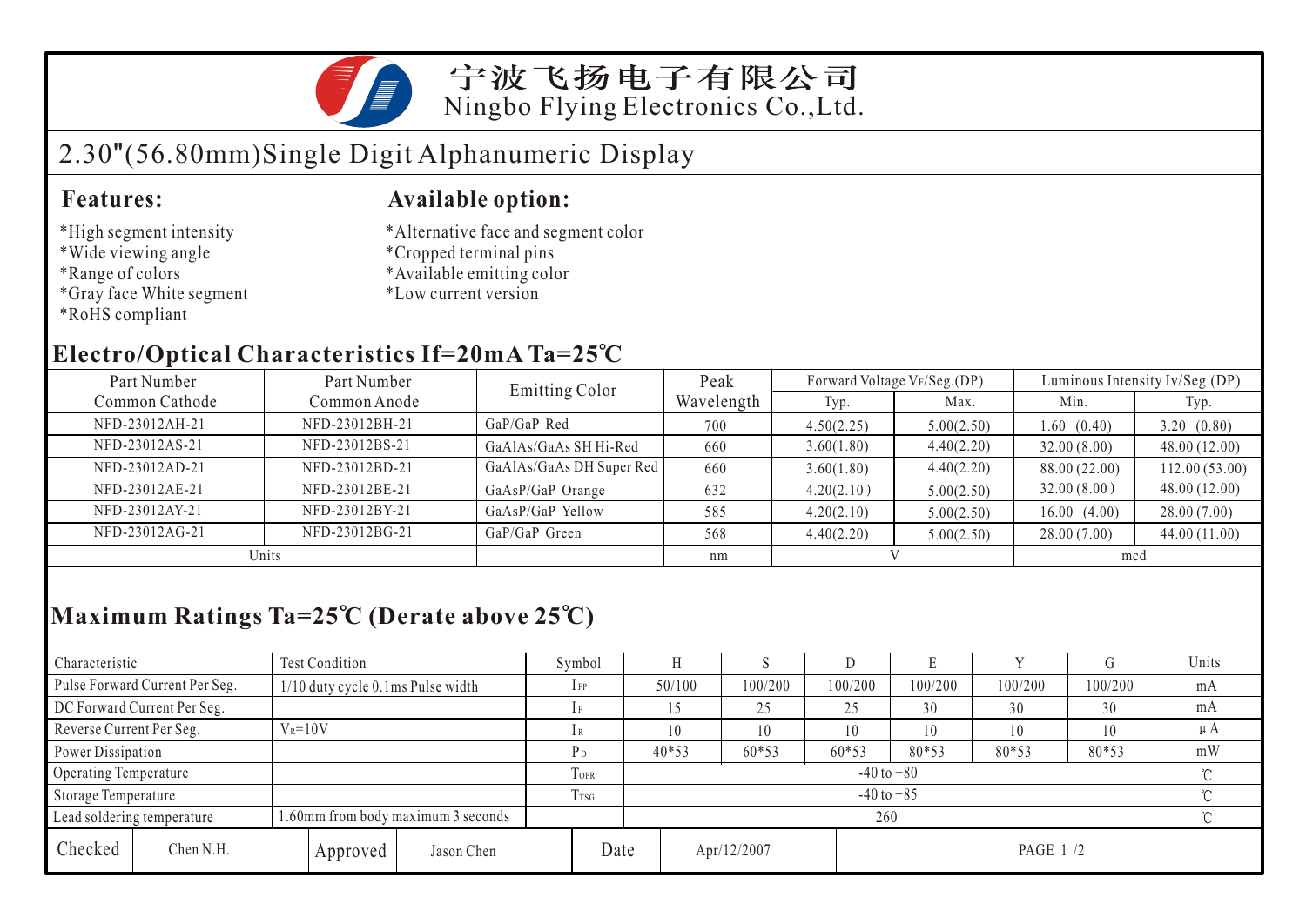# 宁波飞扬电子有限公司
Ningbo Flying Electronics Co.,Ltd.

## 2.30"(56.80mm)Single Digit Alphanumeric Display

### Features:

*High segment intensity
*Wide viewing angle
*Range of colors
*Gray face White segment
*RoHS compliant

### Available option:

*Alternative face and segment color
*Cropped terminal pins
*Available emitting color
*Low current version

### Electro/Optical Characteristics If=20mA Ta=25℃

| Part Number Common Cathode | Part Number Common Anode | Emitting Color | Peak Wavelength | Forward Voltage $V_F$/Seg.(DP) | | Luminous Intensity Iv/Seg.(DP) | |
|---|---|---|---|---|---|---|---|
| | | | | Typ. | Max. | Min. | Typ. |
| NFD-23012AH-21 | NFD-23012BH-21 | GaP/GaP Red | 700 | 4.50(2.25) | 5.00(2.50) | 1.60 (0.40) | 3.20 (0.80) |
| NFD-23012AS-21 | NFD-23012BS-21 | GaAlAs/GaAs SH Hi-Red | 660 | 3.60(1.80) | 4.40(2.20) | 32.00 (8.00) | 48.00 (12.00) |
| NFD-23012AD-21 | NFD-23012BD-21 | GaAlAs/GaAs DH Super Red | 660 | 3.60(1.80) | 4.40(2.20) | 88.00 (22.00) | 112.00 (53.00) |
| NFD-23012AE-21 | NFD-23012BE-21 | GaAsP/GaP Orange | 632 | 4.20(2.10) | 5.00(2.50) | 32.00 (8.00) | 48.00 (12.00) |
| NFD-23012AY-21 | NFD-23012BY-21 | GaAsP/GaP Yellow | 585 | 4.20(2.10) | 5.00(2.50) | 16.00 (4.00) | 28.00 (7.00) |
| NFD-23012AG-21 | NFD-23012BG-21 | GaP/GaP Green | 568 | 4.40(2.20) | 5.00(2.50) | 28.00 (7.00) | 44.00 (11.00) |
| Units | | | nm | V | | mcd | |

### Maximum Ratings Ta=25℃ (Derate above 25℃)

| Characteristic | Test Condition | Symbol | H | S | D | E | Y | G | Units |
|---|---|---|---|---|---|---|---|---|---|
| Pulse Forward Current Per Seg. | 1/10 duty cycle 0.1ms Pulse width | $I_{FP}$ | 50/100 | 100/200 | 100/200 | 100/200 | 100/200 | 100/200 | mA |
| DC Forward Current Per Seg. | | $I_F$ | 15 | 25 | 25 | 30 | 30 | 30 | mA |
| Reverse Current Per Seg. | $V_R$=10V | $I_R$ | 10 | 10 | 10 | 10 | 10 | 10 | μA |
| Power Dissipation | | $P_D$ | 40*53 | 60*53 | 60*53 | 80*53 | 80*53 | 80*53 | mW |
| Operating Temperature | | $T_{OPR}$ | -40 to +80 | | | | | | ℃ |
| Storage Temperature | | $T_{TSG}$ | -40 to +85 | | | | | | ℃ |
| Lead soldering temperature | 1.60mm from body maximum 3 seconds | | 260 | | | | | | ℃ |

| Checked | Chen N.H. | Approved | Jason Chen | Date | Apr/12/2007 |
|---|---|---|---|---|---|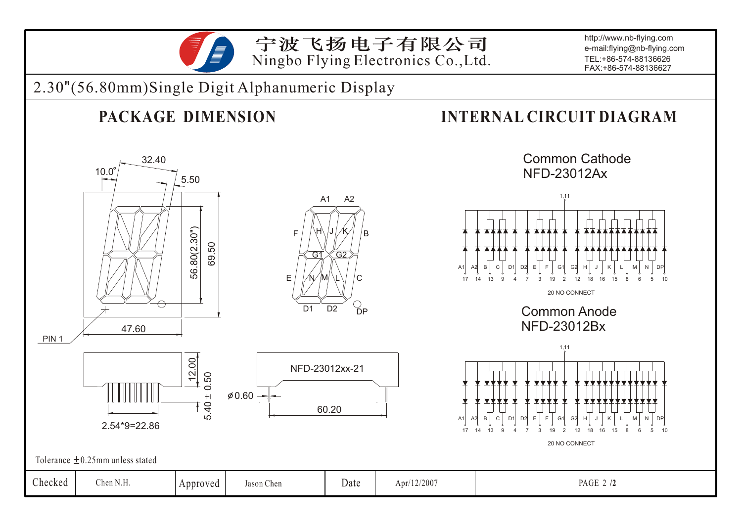宁波飞扬电子有限公司
Ningbo Flying Electronics Co.,Ltd.

http://www.nb-flying.com
e-mail:flying@nb-flying.com
TEL:+86-574-88136626
FAX:+86-574-88136627

## 2.30"(56.80mm)Single Digit Alphanumeric Display

## PACKAGE DIMENSION

32.40
10.0°
5.50
56.80(2.30")
69.50
47.60
PIN 1
12.00
5.40 ± 0.50
2.54*9=22.86
ø0.60
NFD-23012xx-21
60.20

A1 A2
F H J K B
G1 G2
E N M L C
D1 D2 DP

## INTERNAL CIRCUIT DIAGRAM

Common Cathode
NFD-23012Ax

1,11

A1 A2 B C D1 D2 E F G1 G2 H J K L M N DP
17 14 13 9 4 7 3 19 2 12 18 16 15 8 6 5 10

20 NO CONNECT

Common Anode
NFD-23012Bx

1,11

A1 A2 B C D1 D2 E F G1 G2 H J K L M N DP
17 14 13 9 4 7 3 19 2 12 18 16 15 8 6 5 10

20 NO CONNECT

Tolerance ±0.25mm unless stated

| Checked | Chen N.H. | Approved | Jason Chen | Date | Apr/12/2007 | PAGE 2 /2 |
|---|---|---|---|---|---|---|